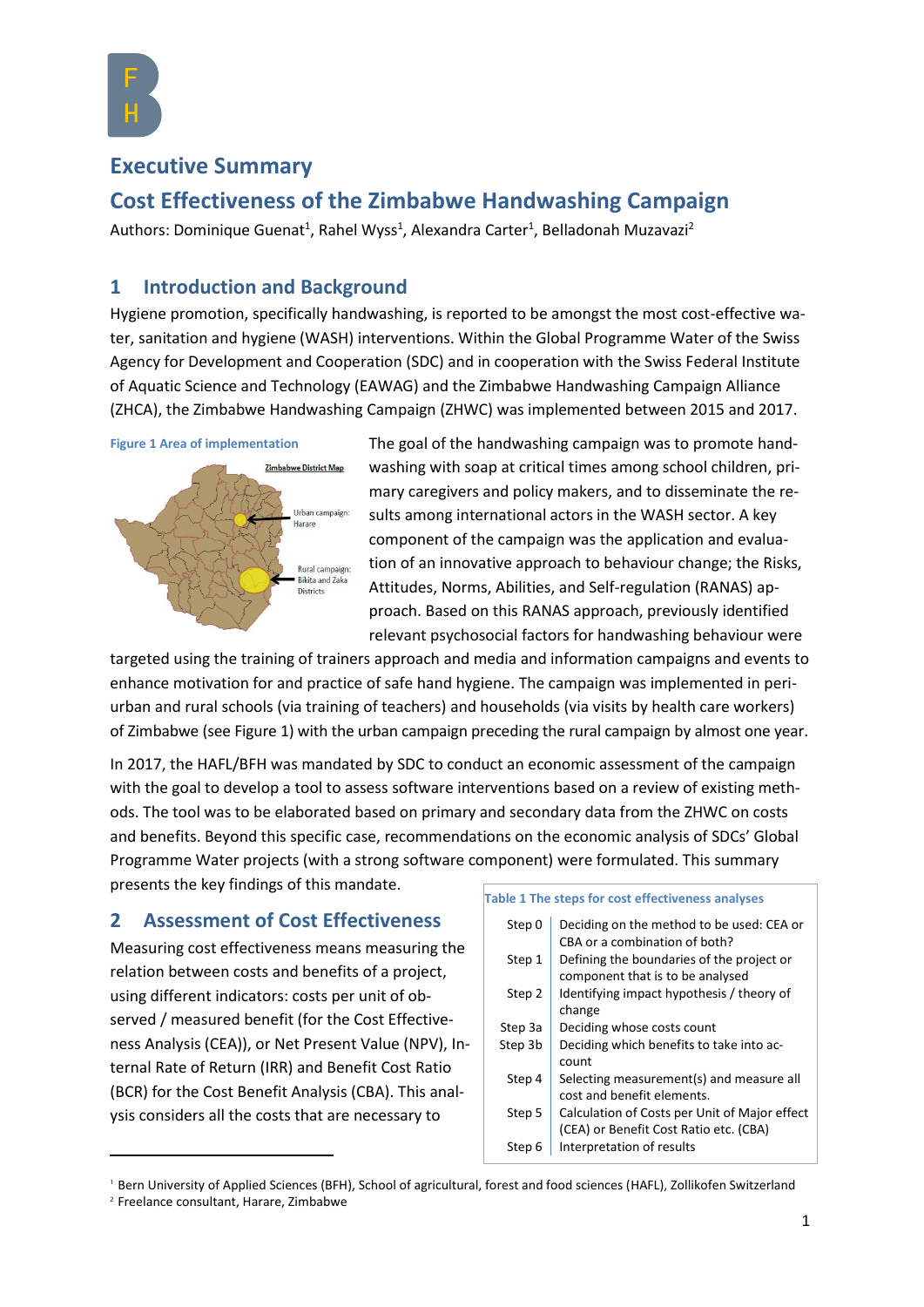# Executive Summary

# Cost Effectiveness of the Zimbabwe Handwashing Campaign

Authors: Dominique Guenat[1], Rahel Wyss[1], Alexandra Carter[1], Belladonah Muzavazi[2]

## 1 Introduction and Background

Hygiene promotion, specifically handwashing, is reported to be amongst the most cost-effective water, sanitation and hygiene (WASH) interventions. Within the Global Programme Water of the Swiss Agency for Development and Cooperation (SDC) and in cooperation with the Swiss Federal Institute of Aquatic Science and Technology (EAWAG) and the Zimbabwe Handwashing Campaign Alliance (ZHCA), the Zimbabwe Handwashing Campaign (ZHWC) was implemented between 2015 and 2017.

Figure 1 Area of implementation

The goal of the handwashing campaign was to promote handwashing with soap at critical times among school children, primary caregivers and policy makers, and to disseminate the results among international actors in the WASH sector. A key component of the campaign was the application and evaluation of an innovative approach to behaviour change; the Risks, Attitudes, Norms, Abilities, and Self-regulation (RANAS) approach. Based on this RANAS approach, previously identified relevant psychosocial factors for handwashing behaviour were targeted using the training of trainers approach and media and information campaigns and events to enhance motivation for and practice of safe hand hygiene. The campaign was implemented in peri-urban and rural schools (via training of teachers) and households (via visits by health care workers) of Zimbabwe (see Figure 1) with the urban campaign preceding the rural campaign by almost one year.

In 2017, the HAFL/BFH was mandated by SDC to conduct an economic assessment of the campaign with the goal to develop a tool to assess software interventions based on a review of existing methods. The tool was to be elaborated based on primary and secondary data from the ZHWC on costs and benefits. Beyond this specific case, recommendations on the economic analysis of SDCs' Global Programme Water projects (with a strong software component) were formulated. This summary presents the key findings of this mandate.

## 2 Assessment of Cost Effectiveness

Measuring cost effectiveness means measuring the relation between costs and benefits of a project, using different indicators: costs per unit of observed / measured benefit (for the Cost Effectiveness Analysis (CEA)), or Net Present Value (NPV), Internal Rate of Return (IRR) and Benefit Cost Ratio (BCR) for the Cost Benefit Analysis (CBA). This analysis considers all the costs that are necessary to

Table 1 The steps for cost effectiveness analyses

| Step | Description |
|---|---|
| Step 0 | Deciding on the method to be used: CEA or CBA or a combination of both? |
| Step 1 | Defining the boundaries of the project or component that is to be analysed |
| Step 2 | Identifying impact hypothesis / theory of change |
| Step 3a | Deciding whose costs count |
| Step 3b | Deciding which benefits to take into account |
| Step 4 | Selecting measurement(s) and measure all cost and benefit elements. |
| Step 5 | Calculation of Costs per Unit of Major effect (CEA) or Benefit Cost Ratio etc. (CBA) |
| Step 6 | Interpretation of results |

[1] Bern University of Applied Sciences (BFH), School of agricultural, forest and food sciences (HAFL), Zollikofen Switzerland

[2] Freelance consultant, Harare, Zimbabwe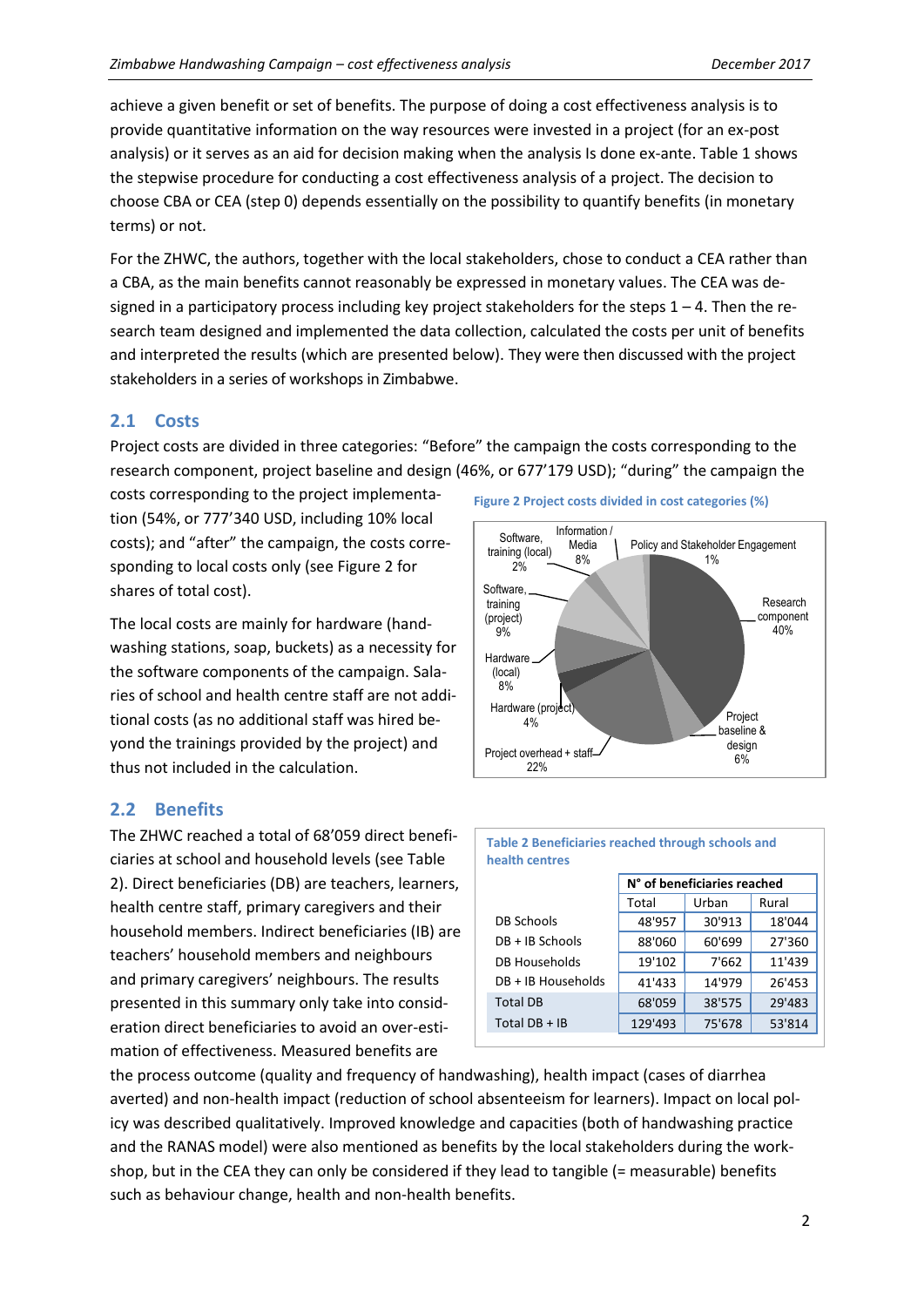achieve a given benefit or set of benefits. The purpose of doing a cost effectiveness analysis is to provide quantitative information on the way resources were invested in a project (for an ex-post analysis) or it serves as an aid for decision making when the analysis Is done ex-ante. Table 1 shows the stepwise procedure for conducting a cost effectiveness analysis of a project. The decision to choose CBA or CEA (step 0) depends essentially on the possibility to quantify benefits (in monetary terms) or not.

For the ZHWC, the authors, together with the local stakeholders, chose to conduct a CEA rather than a CBA, as the main benefits cannot reasonably be expressed in monetary values. The CEA was designed in a participatory process including key project stakeholders for the steps 1 – 4. Then the research team designed and implemented the data collection, calculated the costs per unit of benefits and interpreted the results (which are presented below). They were then discussed with the project stakeholders in a series of workshops in Zimbabwe.

## 2.1 Costs

Project costs are divided in three categories: "Before" the campaign the costs corresponding to the research component, project baseline and design (46%, or 677'179 USD); "during" the campaign the costs corresponding to the project implementation (54%, or 777'340 USD, including 10% local costs); and "after" the campaign, the costs corresponding to local costs only (see Figure 2 for shares of total cost).

The local costs are mainly for hardware (handwashing stations, soap, buckets) as a necessity for the software components of the campaign. Salaries of school and health centre staff are not additional costs (as no additional staff was hired beyond the trainings provided by the project) and thus not included in the calculation.

**Figure 2 Project costs divided in cost categories (%)**

| Cost category | % |
|---|---|
| Research component | 40% |
| Project baseline & design | 6% |
| Project overhead + staff | 22% |
| Hardware (project) | 4% |
| Hardware (local) | 8% |
| Software, training (project) | 9% |
| Software, training (local) | 2% |
| Information / Media | 8% |
| Policy and Stakeholder Engagement | 1% |

## 2.2 Benefits

The ZHWC reached a total of 68'059 direct beneficiaries at school and household levels (see Table 2). Direct beneficiaries (DB) are teachers, learners, health centre staff, primary caregivers and their household members. Indirect beneficiaries (IB) are teachers' household members and neighbours and primary caregivers' neighbours. The results presented in this summary only take into consideration direct beneficiaries to avoid an over-estimation of effectiveness. Measured benefits are the process outcome (quality and frequency of handwashing), health impact (cases of diarrhea averted) and non-health impact (reduction of school absenteeism for learners). Impact on local policy was described qualitatively. Improved knowledge and capacities (both of handwashing practice and the RANAS model) were also mentioned as benefits by the local stakeholders during the workshop, but in the CEA they can only be considered if they lead to tangible (= measurable) benefits such as behaviour change, health and non-health benefits.

**Table 2 Beneficiaries reached through schools and health centres**

| | N° of beneficiaries reached | | |
|---|---|---|---|
| | Total | Urban | Rural |
| DB Schools | 48'957 | 30'913 | 18'044 |
| DB + IB Schools | 88'060 | 60'699 | 27'360 |
| DB Households | 19'102 | 7'662 | 11'439 |
| DB + IB Households | 41'433 | 14'979 | 26'453 |
| Total DB | 68'059 | 38'575 | 29'483 |
| Total DB + IB | 129'493 | 75'678 | 53'814 |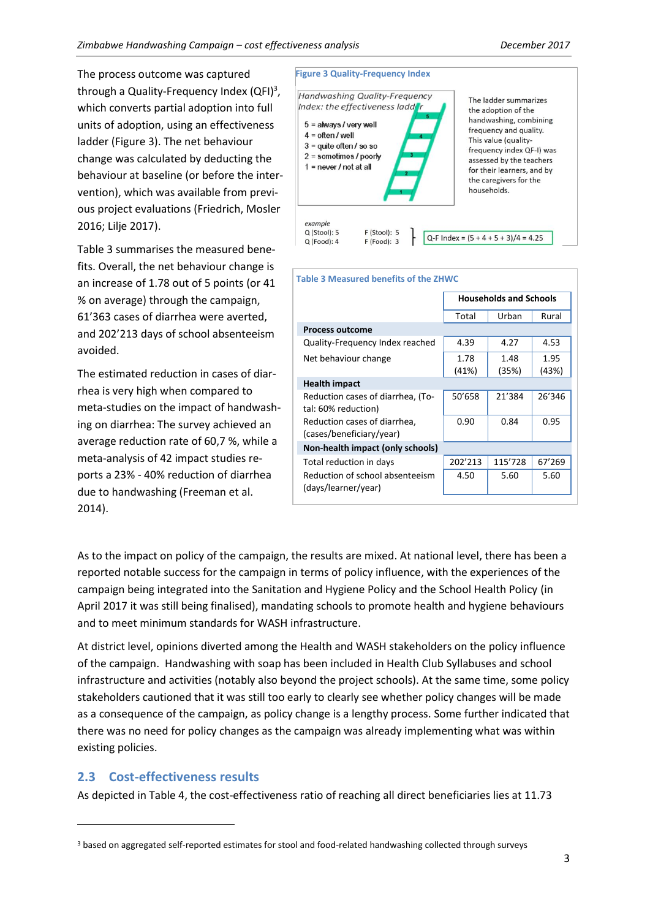The process outcome was captured through a Quality-Frequency Index (QFI)[3], which converts partial adoption into full units of adoption, using an effectiveness ladder (Figure 3). The net behaviour change was calculated by deducting the behaviour at baseline (or before the intervention), which was available from previous project evaluations (Friedrich, Mosler 2016; Lilje 2017).

Table 3 summarises the measured benefits. Overall, the net behaviour change is an increase of 1.78 out of 5 points (or 41 % on average) through the campaign, 61'363 cases of diarrhea were averted, and 202'213 days of school absenteeism avoided.

The estimated reduction in cases of diarrhea is very high when compared to meta-studies on the impact of handwashing on diarrhea: The survey achieved an average reduction rate of 60,7 %, while a meta-analysis of 42 impact studies reports a 23% - 40% reduction of diarrhea due to handwashing (Freeman et al. 2014).

**Figure 3 Quality-Frequency Index**

*Handwashing Quality-Frequency Index: the effectiveness ladder*

5 = always / very well
4 = often / well
3 = quite often / so so
2 = sometimes / poorly
1 = never / not at all

The ladder summarizes the adoption of the handwashing, combining frequency and quality. This value (quality-frequency index QF-I) was assessed by the teachers for their learners, and by the caregivers for the households.

*example*
Q (Stool): 5   F (Stool): 5
Q (Food): 4   F (Food): 3
Q-F Index = (5 + 4 + 5 + 3)/4 = 4.25

**Table 3 Measured benefits of the ZHWC**

| | Households and Schools | | |
|---|---|---|---|
| | Total | Urban | Rural |
| **Process outcome** | | | |
| Quality-Frequency Index reached | 4.39 | 4.27 | 4.53 |
| Net behaviour change | 1.78 (41%) | 1.48 (35%) | 1.95 (43%) |
| **Health impact** | | | |
| Reduction cases of diarrhea, (Total: 60% reduction) | 50'658 | 21'384 | 26'346 |
| Reduction cases of diarrhea, (cases/beneficiary/year) | 0.90 | 0.84 | 0.95 |
| **Non-health impact (only schools)** | | | |
| Total reduction in days | 202'213 | 115'728 | 67'269 |
| Reduction of school absenteeism (days/learner/year) | 4.50 | 5.60 | 5.60 |

As to the impact on policy of the campaign, the results are mixed. At national level, there has been a reported notable success for the campaign in terms of policy influence, with the experiences of the campaign being integrated into the Sanitation and Hygiene Policy and the School Health Policy (in April 2017 it was still being finalised), mandating schools to promote health and hygiene behaviours and to meet minimum standards for WASH infrastructure.

At district level, opinions diverted among the Health and WASH stakeholders on the policy influence of the campaign. Handwashing with soap has been included in Health Club Syllabuses and school infrastructure and activities (notably also beyond the project schools). At the same time, some policy stakeholders cautioned that it was still too early to clearly see whether policy changes will be made as a consequence of the campaign, as policy change is a lengthy process. Some further indicated that there was no need for policy changes as the campaign was already implementing what was within existing policies.

## 2.3 Cost-effectiveness results

As depicted in Table 4, the cost-effectiveness ratio of reaching all direct beneficiaries lies at 11.73

[3] based on aggregated self-reported estimates for stool and food-related handwashing collected through surveys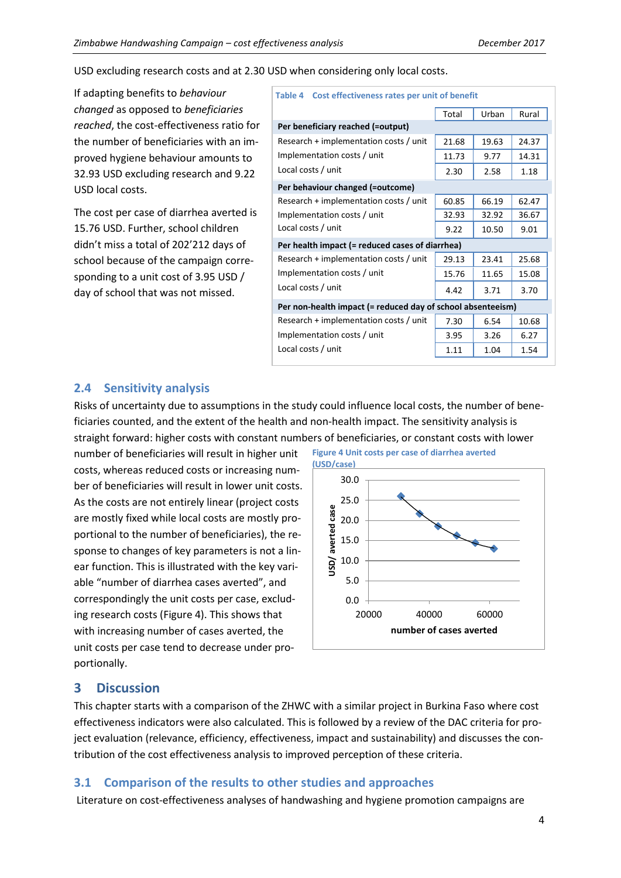USD excluding research costs and at 2.30 USD when considering only local costs.

If adapting benefits to *behaviour changed* as opposed to *beneficiaries reached*, the cost-effectiveness ratio for the number of beneficiaries with an improved hygiene behaviour amounts to 32.93 USD excluding research and 9.22 USD local costs.

The cost per case of diarrhea averted is 15.76 USD. Further, school children didn't miss a total of 202'212 days of school because of the campaign corresponding to a unit cost of 3.95 USD / day of school that was not missed.

Table 4 Cost effectiveness rates per unit of benefit

| | Total | Urban | Rural |
|---|---|---|---|
| **Per beneficiary reached (=output)** | | | |
| Research + implementation costs / unit | 21.68 | 19.63 | 24.37 |
| Implementation costs / unit | 11.73 | 9.77 | 14.31 |
| Local costs / unit | 2.30 | 2.58 | 1.18 |
| **Per behaviour changed (=outcome)** | | | |
| Research + implementation costs / unit | 60.85 | 66.19 | 62.47 |
| Implementation costs / unit | 32.93 | 32.92 | 36.67 |
| Local costs / unit | 9.22 | 10.50 | 9.01 |
| **Per health impact (= reduced cases of diarrhea)** | | | |
| Research + implementation costs / unit | 29.13 | 23.41 | 25.68 |
| Implementation costs / unit | 15.76 | 11.65 | 15.08 |
| Local costs / unit | 4.42 | 3.71 | 3.70 |
| **Per non-health impact (= reduced day of school absenteeism)** | | | |
| Research + implementation costs / unit | 7.30 | 6.54 | 10.68 |
| Implementation costs / unit | 3.95 | 3.26 | 6.27 |
| Local costs / unit | 1.11 | 1.04 | 1.54 |

## 2.4 Sensitivity analysis

Risks of uncertainty due to assumptions in the study could influence local costs, the number of beneficiaries counted, and the extent of the health and non-health impact. The sensitivity analysis is straight forward: higher costs with constant numbers of beneficiaries, or constant costs with lower number of beneficiaries will result in higher unit costs, whereas reduced costs or increasing number of beneficiaries will result in lower unit costs. As the costs are not entirely linear (project costs are mostly fixed while local costs are mostly proportional to the number of beneficiaries), the response to changes of key parameters is not a linear function. This is illustrated with the key variable "number of diarrhea cases averted", and correspondingly the unit costs per case, excluding research costs (Figure 4). This shows that with increasing number of cases averted, the unit costs per case tend to decrease under proportionally.

Figure 4 Unit costs per case of diarrhea averted (USD/case)

# 3 Discussion

This chapter starts with a comparison of the ZHWC with a similar project in Burkina Faso where cost effectiveness indicators were also calculated. This is followed by a review of the DAC criteria for project evaluation (relevance, efficiency, effectiveness, impact and sustainability) and discusses the contribution of the cost effectiveness analysis to improved perception of these criteria.

## 3.1 Comparison of the results to other studies and approaches

Literature on cost-effectiveness analyses of handwashing and hygiene promotion campaigns are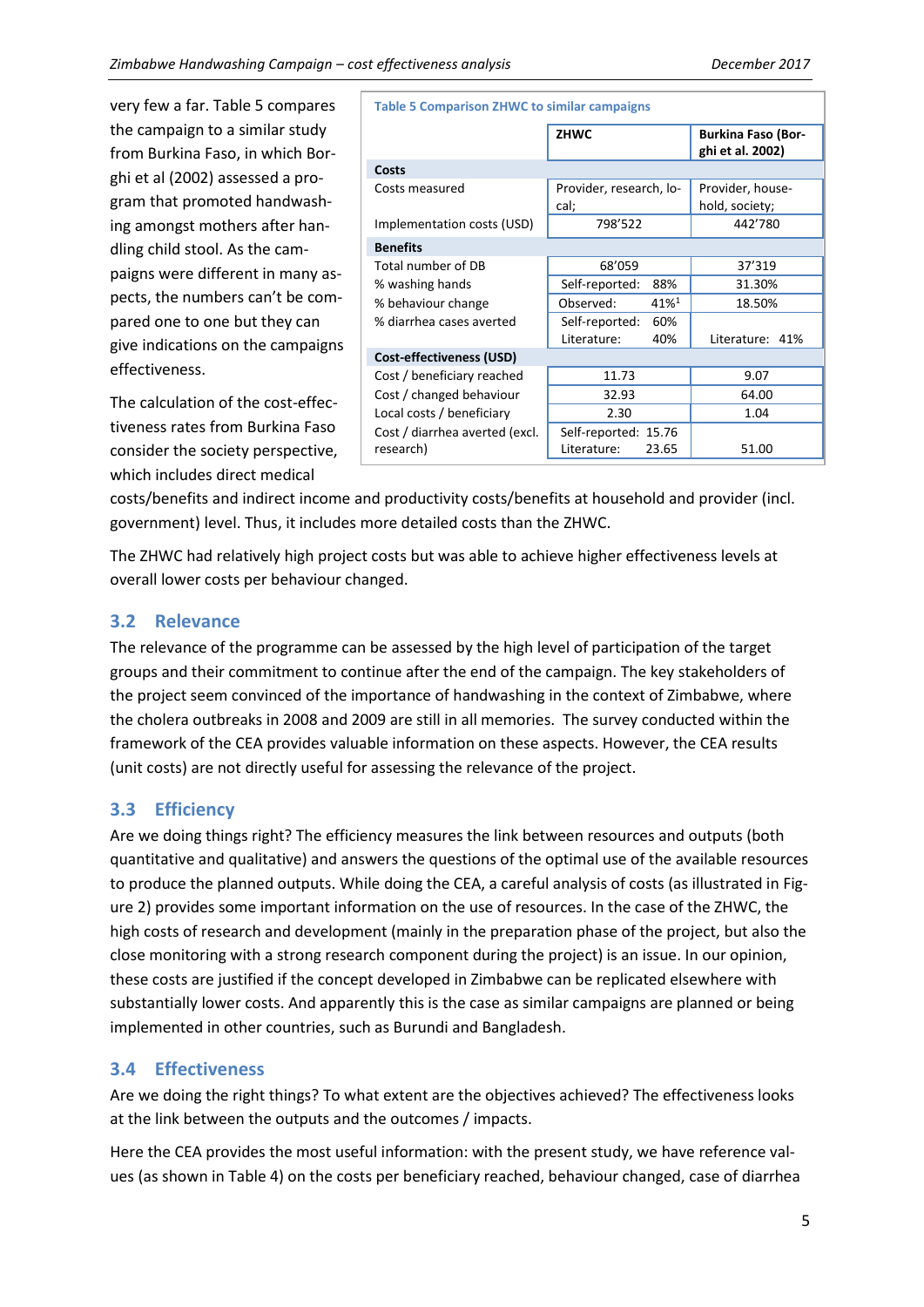very few a far. Table 5 compares the campaign to a similar study from Burkina Faso, in which Borghi et al (2002) assessed a program that promoted handwashing amongst mothers after handling child stool. As the campaigns were different in many aspects, the numbers can't be compared one to one but they can give indications on the campaigns effectiveness.

Table 5 Comparison ZHWC to similar campaigns

| | ZHWC | Burkina Faso (Borghi et al. 2002) |
|---|---|---|
| **Costs** | | |
| Costs measured | Provider, research, local; | Provider, household, society; |
| Implementation costs (USD) | 798'522 | 442'780 |
| **Benefits** | | |
| Total number of DB | 68'059 | 37'319 |
| % washing hands | Self-reported: 88% | 31.30% |
| % behaviour change | Observed: 41%[1] | 18.50% |
| % diarrhea cases averted | Self-reported: 60%<br>Literature: 40% | Literature: 41% |
| **Cost-effectiveness (USD)** | | |
| Cost / beneficiary reached | 11.73 | 9.07 |
| Cost / changed behaviour | 32.93 | 64.00 |
| Local costs / beneficiary | 2.30 | 1.04 |
| Cost / diarrhea averted (excl. research) | Self-reported: 15.76<br>Literature: 23.65 | 51.00 |

The calculation of the cost-effectiveness rates from Burkina Faso consider the society perspective, which includes direct medical costs/benefits and indirect income and productivity costs/benefits at household and provider (incl. government) level. Thus, it includes more detailed costs than the ZHWC.

The ZHWC had relatively high project costs but was able to achieve higher effectiveness levels at overall lower costs per behaviour changed.

## 3.2 Relevance

The relevance of the programme can be assessed by the high level of participation of the target groups and their commitment to continue after the end of the campaign. The key stakeholders of the project seem convinced of the importance of handwashing in the context of Zimbabwe, where the cholera outbreaks in 2008 and 2009 are still in all memories. The survey conducted within the framework of the CEA provides valuable information on these aspects. However, the CEA results (unit costs) are not directly useful for assessing the relevance of the project.

## 3.3 Efficiency

Are we doing things right? The efficiency measures the link between resources and outputs (both quantitative and qualitative) and answers the questions of the optimal use of the available resources to produce the planned outputs. While doing the CEA, a careful analysis of costs (as illustrated in Figure 2) provides some important information on the use of resources. In the case of the ZHWC, the high costs of research and development (mainly in the preparation phase of the project, but also the close monitoring with a strong research component during the project) is an issue. In our opinion, these costs are justified if the concept developed in Zimbabwe can be replicated elsewhere with substantially lower costs. And apparently this is the case as similar campaigns are planned or being implemented in other countries, such as Burundi and Bangladesh.

## 3.4 Effectiveness

Are we doing the right things? To what extent are the objectives achieved? The effectiveness looks at the link between the outputs and the outcomes / impacts.

Here the CEA provides the most useful information: with the present study, we have reference values (as shown in Table 4) on the costs per beneficiary reached, behaviour changed, case of diarrhea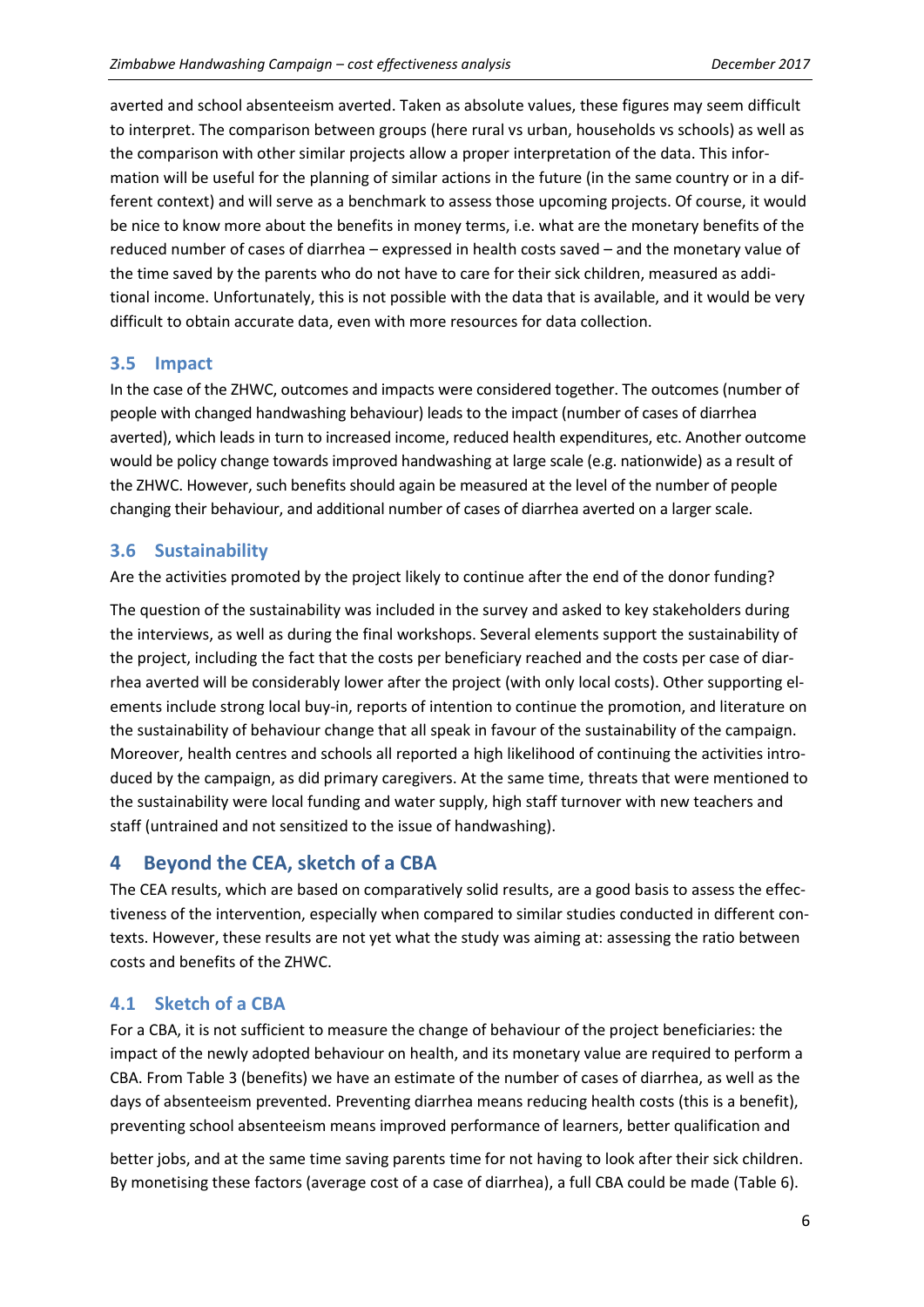averted and school absenteeism averted. Taken as absolute values, these figures may seem difficult to interpret. The comparison between groups (here rural vs urban, households vs schools) as well as the comparison with other similar projects allow a proper interpretation of the data. This information will be useful for the planning of similar actions in the future (in the same country or in a different context) and will serve as a benchmark to assess those upcoming projects. Of course, it would be nice to know more about the benefits in money terms, i.e. what are the monetary benefits of the reduced number of cases of diarrhea – expressed in health costs saved – and the monetary value of the time saved by the parents who do not have to care for their sick children, measured as additional income. Unfortunately, this is not possible with the data that is available, and it would be very difficult to obtain accurate data, even with more resources for data collection.

### 3.5 Impact

In the case of the ZHWC, outcomes and impacts were considered together. The outcomes (number of people with changed handwashing behaviour) leads to the impact (number of cases of diarrhea averted), which leads in turn to increased income, reduced health expenditures, etc. Another outcome would be policy change towards improved handwashing at large scale (e.g. nationwide) as a result of the ZHWC. However, such benefits should again be measured at the level of the number of people changing their behaviour, and additional number of cases of diarrhea averted on a larger scale.

### 3.6 Sustainability

Are the activities promoted by the project likely to continue after the end of the donor funding?

The question of the sustainability was included in the survey and asked to key stakeholders during the interviews, as well as during the final workshops. Several elements support the sustainability of the project, including the fact that the costs per beneficiary reached and the costs per case of diarrhea averted will be considerably lower after the project (with only local costs). Other supporting elements include strong local buy-in, reports of intention to continue the promotion, and literature on the sustainability of behaviour change that all speak in favour of the sustainability of the campaign. Moreover, health centres and schools all reported a high likelihood of continuing the activities introduced by the campaign, as did primary caregivers. At the same time, threats that were mentioned to the sustainability were local funding and water supply, high staff turnover with new teachers and staff (untrained and not sensitized to the issue of handwashing).

## 4 Beyond the CEA, sketch of a CBA

The CEA results, which are based on comparatively solid results, are a good basis to assess the effectiveness of the intervention, especially when compared to similar studies conducted in different contexts. However, these results are not yet what the study was aiming at: assessing the ratio between costs and benefits of the ZHWC.

### 4.1 Sketch of a CBA

For a CBA, it is not sufficient to measure the change of behaviour of the project beneficiaries: the impact of the newly adopted behaviour on health, and its monetary value are required to perform a CBA. From Table 3 (benefits) we have an estimate of the number of cases of diarrhea, as well as the days of absenteeism prevented. Preventing diarrhea means reducing health costs (this is a benefit), preventing school absenteeism means improved performance of learners, better qualification and better jobs, and at the same time saving parents time for not having to look after their sick children. By monetising these factors (average cost of a case of diarrhea), a full CBA could be made (Table 6).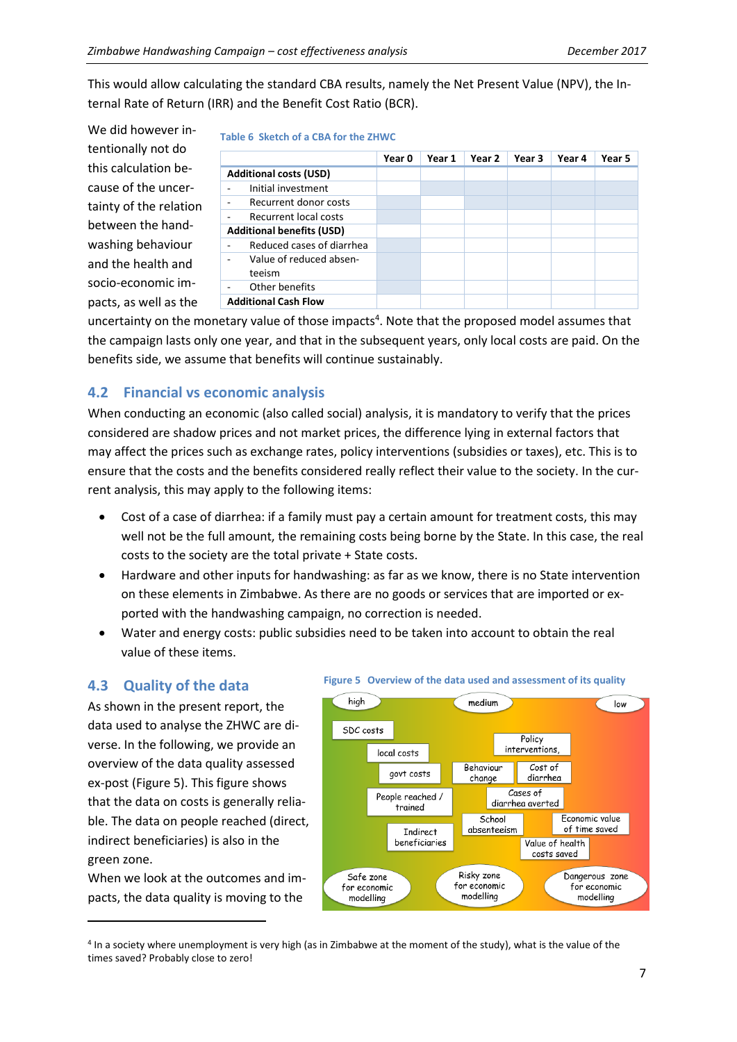This would allow calculating the standard CBA results, namely the Net Present Value (NPV), the Internal Rate of Return (IRR) and the Benefit Cost Ratio (BCR).

Table 6 Sketch of a CBA for the ZHWC

| | Year 0 | Year 1 | Year 2 | Year 3 | Year 4 | Year 5 |
|---|---|---|---|---|---|---|
| **Additional costs (USD)** | | | | | | |
| - Initial investment | | | | | | |
| - Recurrent donor costs | | | | | | |
| - Recurrent local costs | | | | | | |
| **Additional benefits (USD)** | | | | | | |
| - Reduced cases of diarrhea | | | | | | |
| - Value of reduced absenteeism | | | | | | |
| - Other benefits | | | | | | |
| **Additional Cash Flow** | | | | | | |

We did however intentionally not do this calculation because of the uncertainty of the relation between the handwashing behaviour and the health and socio-economic impacts, as well as the uncertainty on the monetary value of those impacts[4]. Note that the proposed model assumes that the campaign lasts only one year, and that in the subsequent years, only local costs are paid. On the benefits side, we assume that benefits will continue sustainably.

## 4.2 Financial vs economic analysis

When conducting an economic (also called social) analysis, it is mandatory to verify that the prices considered are shadow prices and not market prices, the difference lying in external factors that may affect the prices such as exchange rates, policy interventions (subsidies or taxes), etc. This is to ensure that the costs and the benefits considered really reflect their value to the society. In the current analysis, this may apply to the following items:

- Cost of a case of diarrhea: if a family must pay a certain amount for treatment costs, this may well not be the full amount, the remaining costs being borne by the State. In this case, the real costs to the society are the total private + State costs.
- Hardware and other inputs for handwashing: as far as we know, there is no State intervention on these elements in Zimbabwe. As there are no goods or services that are imported or exported with the handwashing campaign, no correction is needed.
- Water and energy costs: public subsidies need to be taken into account to obtain the real value of these items.

## 4.3 Quality of the data

As shown in the present report, the data used to analyse the ZHWC are diverse. In the following, we provide an overview of the data quality assessed ex-post (Figure 5). This figure shows that the data on costs is generally reliable. The data on people reached (direct, indirect beneficiaries) is also in the green zone.

When we look at the outcomes and impacts, the data quality is moving to the

Figure 5 Overview of the data used and assessment of its quality

[4] In a society where unemployment is very high (as in Zimbabwe at the moment of the study), what is the value of the times saved? Probably close to zero!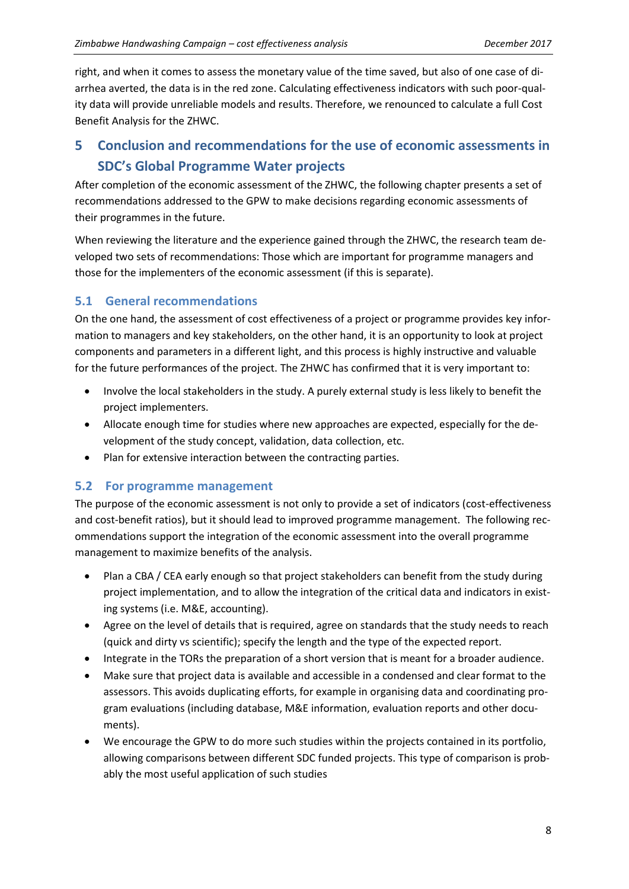right, and when it comes to assess the monetary value of the time saved, but also of one case of diarrhea averted, the data is in the red zone. Calculating effectiveness indicators with such poor-quality data will provide unreliable models and results. Therefore, we renounced to calculate a full Cost Benefit Analysis for the ZHWC.

# 5 Conclusion and recommendations for the use of economic assessments in SDC's Global Programme Water projects

After completion of the economic assessment of the ZHWC, the following chapter presents a set of recommendations addressed to the GPW to make decisions regarding economic assessments of their programmes in the future.

When reviewing the literature and the experience gained through the ZHWC, the research team developed two sets of recommendations: Those which are important for programme managers and those for the implementers of the economic assessment (if this is separate).

## 5.1 General recommendations

On the one hand, the assessment of cost effectiveness of a project or programme provides key information to managers and key stakeholders, on the other hand, it is an opportunity to look at project components and parameters in a different light, and this process is highly instructive and valuable for the future performances of the project. The ZHWC has confirmed that it is very important to:

- Involve the local stakeholders in the study. A purely external study is less likely to benefit the project implementers.
- Allocate enough time for studies where new approaches are expected, especially for the development of the study concept, validation, data collection, etc.
- Plan for extensive interaction between the contracting parties.

## 5.2 For programme management

The purpose of the economic assessment is not only to provide a set of indicators (cost-effectiveness and cost-benefit ratios), but it should lead to improved programme management. The following recommendations support the integration of the economic assessment into the overall programme management to maximize benefits of the analysis.

- Plan a CBA / CEA early enough so that project stakeholders can benefit from the study during project implementation, and to allow the integration of the critical data and indicators in existing systems (i.e. M&E, accounting).
- Agree on the level of details that is required, agree on standards that the study needs to reach (quick and dirty vs scientific); specify the length and the type of the expected report.
- Integrate in the TORs the preparation of a short version that is meant for a broader audience.
- Make sure that project data is available and accessible in a condensed and clear format to the assessors. This avoids duplicating efforts, for example in organising data and coordinating program evaluations (including database, M&E information, evaluation reports and other documents).
- We encourage the GPW to do more such studies within the projects contained in its portfolio, allowing comparisons between different SDC funded projects. This type of comparison is probably the most useful application of such studies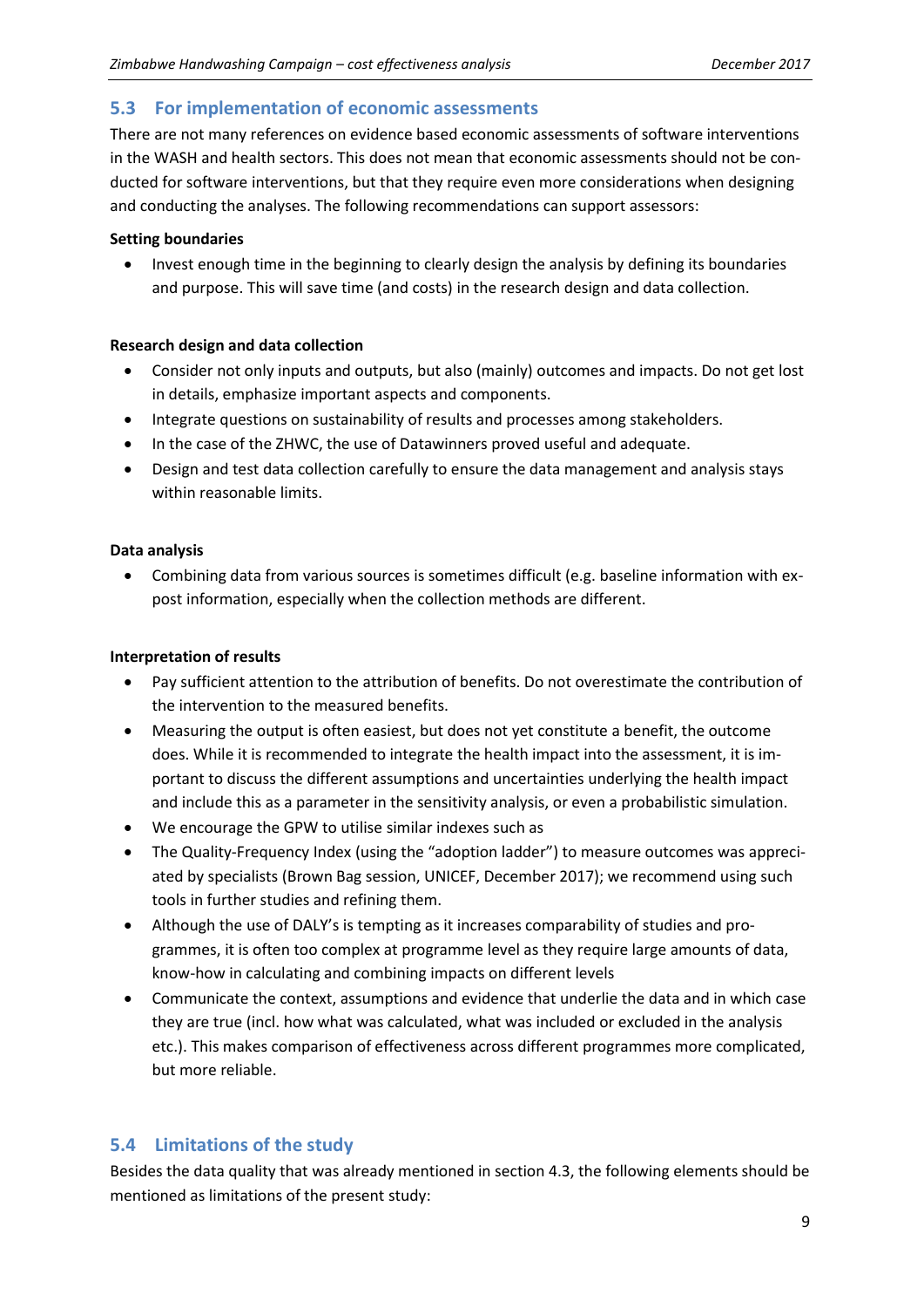## 5.3 For implementation of economic assessments

There are not many references on evidence based economic assessments of software interventions in the WASH and health sectors. This does not mean that economic assessments should not be conducted for software interventions, but that they require even more considerations when designing and conducting the analyses. The following recommendations can support assessors:

**Setting boundaries**

- Invest enough time in the beginning to clearly design the analysis by defining its boundaries and purpose. This will save time (and costs) in the research design and data collection.

**Research design and data collection**

- Consider not only inputs and outputs, but also (mainly) outcomes and impacts. Do not get lost in details, emphasize important aspects and components.
- Integrate questions on sustainability of results and processes among stakeholders.
- In the case of the ZHWC, the use of Datawinners proved useful and adequate.
- Design and test data collection carefully to ensure the data management and analysis stays within reasonable limits.

**Data analysis**

- Combining data from various sources is sometimes difficult (e.g. baseline information with ex-post information, especially when the collection methods are different.

**Interpretation of results**

- Pay sufficient attention to the attribution of benefits. Do not overestimate the contribution of the intervention to the measured benefits.
- Measuring the output is often easiest, but does not yet constitute a benefit, the outcome does. While it is recommended to integrate the health impact into the assessment, it is important to discuss the different assumptions and uncertainties underlying the health impact and include this as a parameter in the sensitivity analysis, or even a probabilistic simulation.
- We encourage the GPW to utilise similar indexes such as
- The Quality-Frequency Index (using the "adoption ladder") to measure outcomes was appreciated by specialists (Brown Bag session, UNICEF, December 2017); we recommend using such tools in further studies and refining them.
- Although the use of DALY's is tempting as it increases comparability of studies and programmes, it is often too complex at programme level as they require large amounts of data, know-how in calculating and combining impacts on different levels
- Communicate the context, assumptions and evidence that underlie the data and in which case they are true (incl. how what was calculated, what was included or excluded in the analysis etc.). This makes comparison of effectiveness across different programmes more complicated, but more reliable.

## 5.4 Limitations of the study

Besides the data quality that was already mentioned in section 4.3, the following elements should be mentioned as limitations of the present study: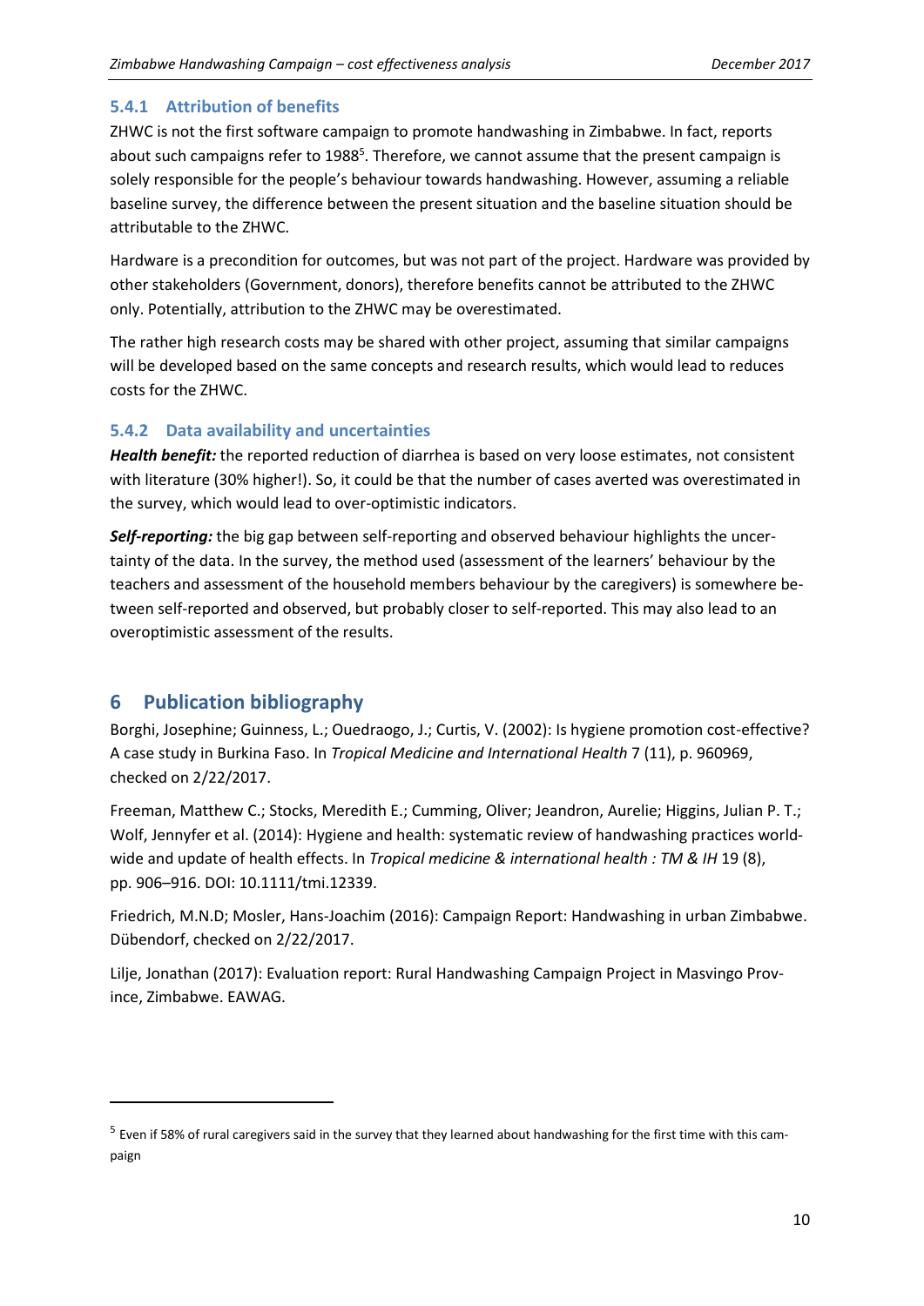### 5.4.1 Attribution of benefits

ZHWC is not the first software campaign to promote handwashing in Zimbabwe. In fact, reports about such campaigns refer to 1988[5]. Therefore, we cannot assume that the present campaign is solely responsible for the people's behaviour towards handwashing. However, assuming a reliable baseline survey, the difference between the present situation and the baseline situation should be attributable to the ZHWC.

Hardware is a precondition for outcomes, but was not part of the project. Hardware was provided by other stakeholders (Government, donors), therefore benefits cannot be attributed to the ZHWC only. Potentially, attribution to the ZHWC may be overestimated.

The rather high research costs may be shared with other project, assuming that similar campaigns will be developed based on the same concepts and research results, which would lead to reduces costs for the ZHWC.

### 5.4.2 Data availability and uncertainties

***Health benefit:*** the reported reduction of diarrhea is based on very loose estimates, not consistent with literature (30% higher!). So, it could be that the number of cases averted was overestimated in the survey, which would lead to over-optimistic indicators.

***Self-reporting:*** the big gap between self-reporting and observed behaviour highlights the uncertainty of the data. In the survey, the method used (assessment of the learners' behaviour by the teachers and assessment of the household members behaviour by the caregivers) is somewhere between self-reported and observed, but probably closer to self-reported. This may also lead to an overoptimistic assessment of the results.

## 6 Publication bibliography

Borghi, Josephine; Guinness, L.; Ouedraogo, J.; Curtis, V. (2002): Is hygiene promotion cost-effective? A case study in Burkina Faso. In *Tropical Medicine and International Health* 7 (11), p. 960969, checked on 2/22/2017.

Freeman, Matthew C.; Stocks, Meredith E.; Cumming, Oliver; Jeandron, Aurelie; Higgins, Julian P. T.; Wolf, Jennyfer et al. (2014): Hygiene and health: systematic review of handwashing practices worldwide and update of health effects. In *Tropical medicine & international health : TM & IH* 19 (8), pp. 906–916. DOI: 10.1111/tmi.12339.

Friedrich, M.N.D; Mosler, Hans-Joachim (2016): Campaign Report: Handwashing in urban Zimbabwe. Dübendorf, checked on 2/22/2017.

Lilje, Jonathan (2017): Evaluation report: Rural Handwashing Campaign Project in Masvingo Province, Zimbabwe. EAWAG.

---

[5] Even if 58% of rural caregivers said in the survey that they learned about handwashing for the first time with this campaign